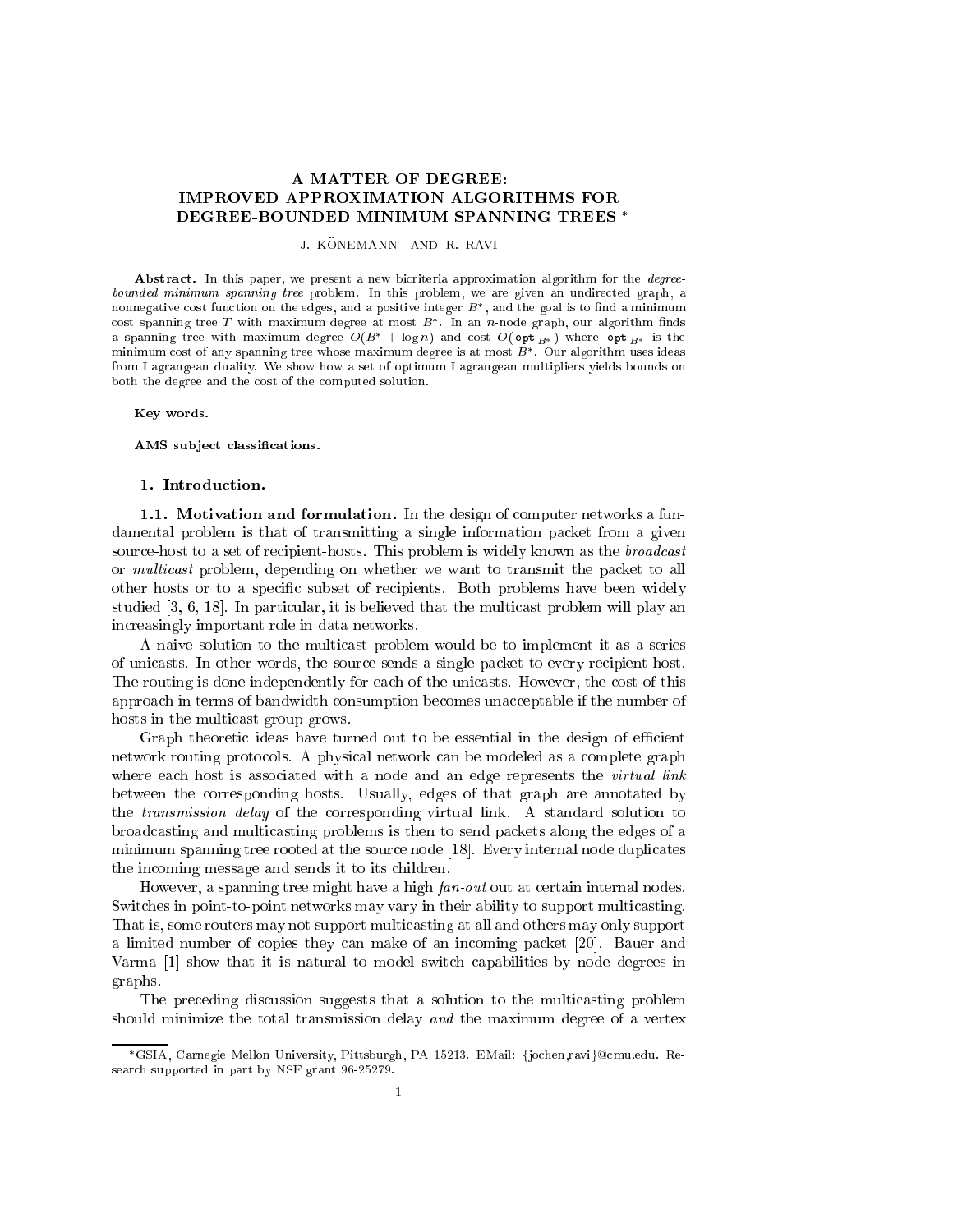# A MATTER OF DEGREE: IMPROVED APPROXIMATION ALGORITHMS FOR DEGREE-BOUNDED MINIMUM SPANNING TREES *

J. KÖNEMANN AND R. RAVI

**Abstract.** In this paper, we present a new bicriteria approximation algorithm for the *degree-bounded minimum spanning tree* problem. In this problem, we are given an undirected graph, a nonnegative cost function on the edges, and a positive integer $B^*$, and the goal is to find a minimum cost spanning tree $T$ with maximum degree at most $B^*$. In an $n$-node graph, our algorithm finds a spanning tree with maximum degree $O(B^* + \log n)$ and cost $O(\mathtt{opt}_{B^*})$ where $\mathtt{opt}_{B^*}$ is the minimum cost of any spanning tree whose maximum degree is at most $B^*$. Our algorithm uses ideas from Lagrangean duality. We show how a set of optimum Lagrangean multipliers yields bounds on both the degree and the cost of the computed solution.

**Key words.**

**AMS subject classifications.**

## 1. Introduction.

### 1.1. Motivation and formulation.

In the design of computer networks a fundamental problem is that of transmitting a single information packet from a given source-host to a set of recipient-hosts. This problem is widely known as the *broadcast* or *multicast* problem, depending on whether we want to transmit the packet to all other hosts or to a specific subset of recipients. Both problems have been widely studied [3, 6, 18]. In particular, it is believed that the multicast problem will play an increasingly important role in data networks.

A naive solution to the multicast problem would be to implement it as a series of unicasts. In other words, the source sends a single packet to every recipient host. The routing is done independently for each of the unicasts. However, the cost of this approach in terms of bandwidth consumption becomes unacceptable if the number of hosts in the multicast group grows.

Graph theoretic ideas have turned out to be essential in the design of efficient network routing protocols. A physical network can be modeled as a complete graph where each host is associated with a node and an edge represents the *virtual link* between the corresponding hosts. Usually, edges of that graph are annotated by the *transmission delay* of the corresponding virtual link. A standard solution to broadcasting and multicasting problems is then to send packets along the edges of a minimum spanning tree rooted at the source node [18]. Every internal node duplicates the incoming message and sends it to its children.

However, a spanning tree might have a high *fan-out* out at certain internal nodes. Switches in point-to-point networks may vary in their ability to support multicasting. That is, some routers may not support multicasting at all and others may only support a limited number of copies they can make of an incoming packet [20]. Bauer and Varma [1] show that it is natural to model switch capabilities by node degrees in graphs.

The preceding discussion suggests that a solution to the multicasting problem should minimize the total transmission delay *and* the maximum degree of a vertex

---

*GSIA, Carnegie Mellon University, Pittsburgh, PA 15213. EMail: {jochen,ravi}@cmu.edu. Research supported in part by NSF grant 96-25279.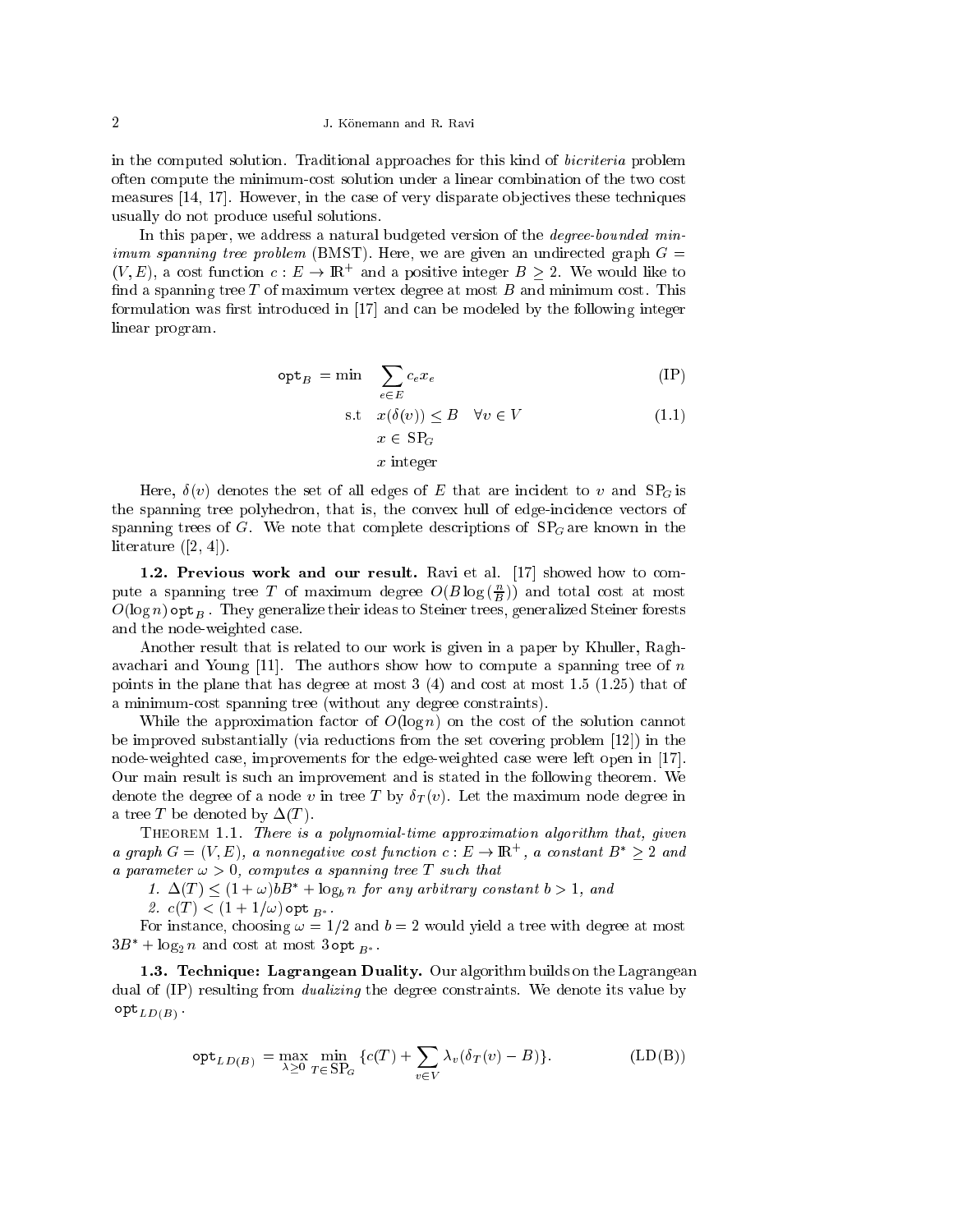in the computed solution. Traditional approaches for this kind of *bicriteria* problem often compute the minimum-cost solution under a linear combination of the two cost measures [14, 17]. However, in the case of very disparate objectives these techniques usually do not produce useful solutions.

In this paper, we address a natural budgeted version of the *degree-bounded minimum spanning tree problem* (BMST). Here, we are given an undirected graph $G = (V, E)$, a cost function $c : E \to \mathbb{R}^+$ and a positive integer $B \geq 2$. We would like to find a spanning tree $T$ of maximum vertex degree at most $B$ and minimum cost. This formulation was first introduced in [17] and can be modeled by the following integer linear program.

$$
\begin{aligned}
\texttt{opt}_B = \min \quad & \sum_{e \in E} c_e x_e && \text{(IP)} \\
\text{s.t} \quad & x(\delta(v)) \leq B \quad \forall v \in V && (1.1) \\
& x \in \mathrm{SP}_G \\
& x \text{ integer}
\end{aligned}
$$

Here, $\delta(v)$ denotes the set of all edges of $E$ that are incident to $v$ and $\mathrm{SP}_G$ is the spanning tree polyhedron, that is, the convex hull of edge-incidence vectors of spanning trees of $G$. We note that complete descriptions of $\mathrm{SP}_G$ are known in the literature ([2, 4]).

**1.2. Previous work and our result.** Ravi et al. [17] showed how to compute a spanning tree $T$ of maximum degree $O(B \log(\frac{n}{B}))$ and total cost at most $O(\log n)\,\texttt{opt}_B$. They generalize their ideas to Steiner trees, generalized Steiner forests and the node-weighted case.

Another result that is related to our work is given in a paper by Khuller, Raghavachari and Young [11]. The authors show how to compute a spanning tree of $n$ points in the plane that has degree at most 3 (4) and cost at most 1.5 (1.25) that of a minimum-cost spanning tree (without any degree constraints).

While the approximation factor of $O(\log n)$ on the cost of the solution cannot be improved substantially (via reductions from the set covering problem [12]) in the node-weighted case, improvements for the edge-weighted case were left open in [17]. Our main result is such an improvement and is stated in the following theorem. We denote the degree of a node $v$ in tree $T$ by $\delta_T(v)$. Let the maximum node degree in a tree $T$ be denoted by $\Delta(T)$.

Theorem 1.1. *There is a polynomial-time approximation algorithm that, given a graph $G = (V, E)$, a nonnegative cost function $c : E \to \mathbb{R}^+$, a constant $B^* \geq 2$ and a parameter $\omega > 0$, computes a spanning tree $T$ such that*

1. *$\Delta(T) \leq (1 + \omega)bB^* + \log_b n$ for any arbitrary constant $b > 1$, and*
2. *$c(T) < (1 + 1/\omega)\,\texttt{opt}_{B^*}$.*

For instance, choosing $\omega = 1/2$ and $b = 2$ would yield a tree with degree at most $3B^* + \log_2 n$ and cost at most $3\,\texttt{opt}_{B^*}$.

**1.3. Technique: Lagrangean Duality.** Our algorithm builds on the Lagrangean dual of (IP) resulting from *dualizing* the degree constraints. We denote its value by $\texttt{opt}_{LD(B)}$.

$$
\texttt{opt}_{LD(B)} = \max_{\lambda \geq 0} \min_{T \in \mathrm{SP}_G} \{c(T) + \sum_{v \in V} \lambda_v (\delta_T(v) - B)\}. \qquad \text{(LD(B))}
$$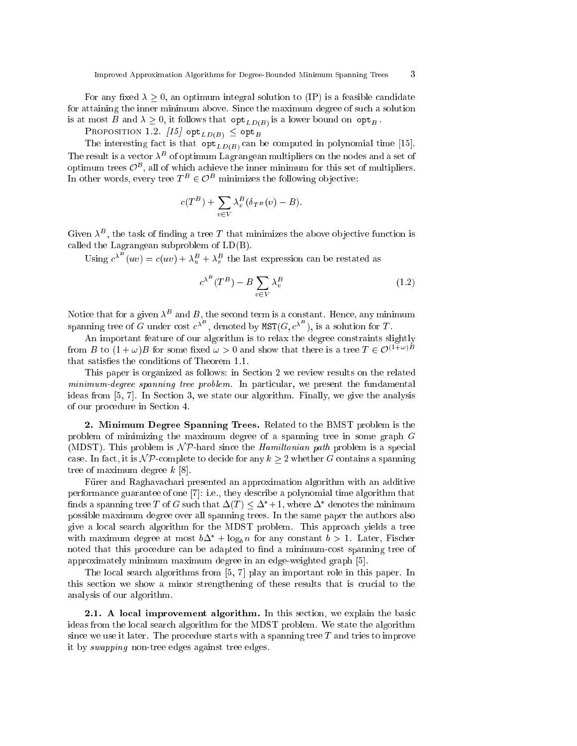For any fixed $\lambda \geq 0$, an optimum integral solution to (IP) is a feasible candidate for attaining the inner minimum above. Since the maximum degree of such a solution is at most $B$ and $\lambda \geq 0$, it follows that $\mathtt{opt}_{LD(B)}$ is a lower bound on $\mathtt{opt}_B$.

PROPOSITION 1.2. *[15]* $\mathtt{opt}_{LD(B)} \leq \mathtt{opt}_B$

The interesting fact is that $\mathtt{opt}_{LD(B)}$ can be computed in polynomial time [15]. The result is a vector $\lambda^B$ of optimum Lagrangean multipliers on the nodes and a set of optimum trees $\mathcal{O}^B$, all of which achieve the inner minimum for this set of multipliers. In other words, every tree $T^B \in \mathcal{O}^B$ minimizes the following objective:

$$c(T^B) + \sum_{v \in V} \lambda_v^B (\delta_{T^B}(v) - B).$$

Given $\lambda^B$, the task of finding a tree $T$ that minimizes the above objective function is called the Lagrangean subproblem of LD(B).

Using $c^{\lambda^B}(uv) = c(uv) + \lambda_u^B + \lambda_v^B$ the last expression can be restated as

$$c^{\lambda^B}(T^B) - B \sum_{v \in V} \lambda_v^B \tag{1.2}$$

Notice that for a given $\lambda^B$ and $B$, the second term is a constant. Hence, any minimum spanning tree of $G$ under cost $c^{\lambda^B}$, denoted by $\mathtt{MST}(G, c^{\lambda^B})$, is a solution for $T$.

An important feature of our algorithm is to relax the degree constraints slightly from $B$ to $(1+\omega)B$ for some fixed $\omega > 0$ and show that there is a tree $T \in \mathcal{O}^{(1+\omega)B}$ that satisfies the conditions of Theorem 1.1.

This paper is organized as follows: in Section 2 we review results on the related *minimum-degree spanning tree problem*. In particular, we present the fundamental ideas from [5, 7]. In Section 3, we state our algorithm. Finally, we give the analysis of our procedure in Section 4.

**2. Minimum Degree Spanning Trees.** Related to the BMST problem is the problem of minimizing the maximum degree of a spanning tree in some graph $G$ (MDST). This problem is $\mathcal{NP}$-hard since the *Hamiltonian path* problem is a special case. In fact, it is $\mathcal{NP}$-complete to decide for any $k \geq 2$ whether $G$ contains a spanning tree of maximum degree $k$ [8].

Fürer and Raghavachari presented an approximation algorithm with an additive performance guarantee of one [7]: i.e., they describe a polynomial time algorithm that finds a spanning tree $T$ of $G$ such that $\Delta(T) \leq \Delta^* + 1$, where $\Delta^*$ denotes the minimum possible maximum degree over all spanning trees. In the same paper the authors also give a local search algorithm for the MDST problem. This approach yields a tree with maximum degree at most $b\Delta^* + \log_b n$ for any constant $b > 1$. Later, Fischer noted that this procedure can be adapted to find a minimum-cost spanning tree of approximately minimum maximum degree in an edge-weighted graph [5].

The local search algorithms from [5, 7] play an important role in this paper. In this section we show a minor strengthening of these results that is crucial to the analysis of our algorithm.

**2.1. A local improvement algorithm.** In this section, we explain the basic ideas from the local search algorithm for the MDST problem. We state the algorithm since we use it later. The procedure starts with a spanning tree $T$ and tries to improve it by *swapping* non-tree edges against tree edges.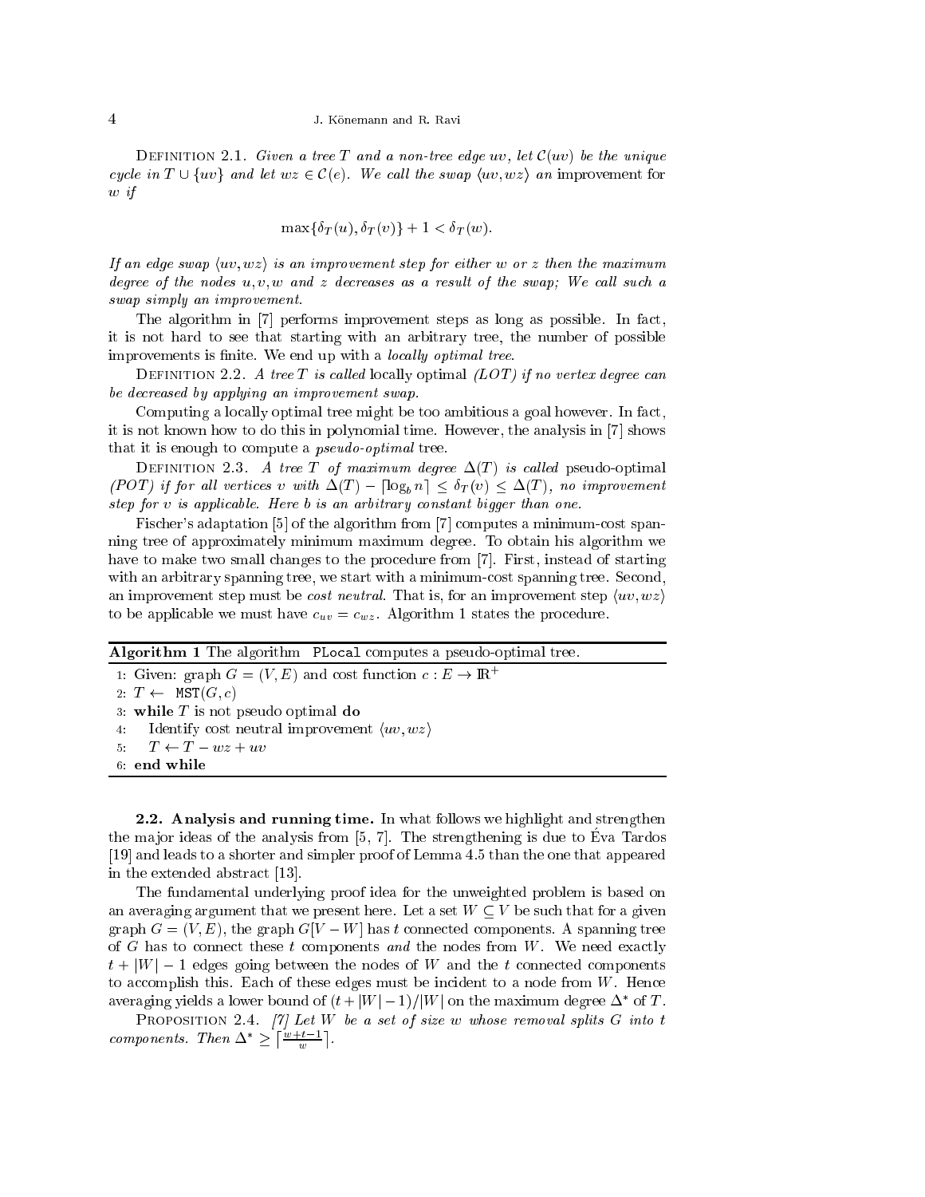Definition 2.1. *Given a tree $T$ and a non-tree edge $uv$, let $\mathcal{C}(uv)$ be the unique cycle in $T \cup \{uv\}$ and let $wz \in \mathcal{C}(e)$. We call the swap $\langle uv, wz\rangle$ an* improvement for $w$ *if*

$$\max\{\delta_T(u), \delta_T(v)\} + 1 < \delta_T(w).$$

*If an edge swap $\langle uv, wz\rangle$ is an improvement step for either $w$ or $z$ then the maximum degree of the nodes $u, v, w$ and $z$ decreases as a result of the swap; We call such a swap simply an improvement.*

The algorithm in [7] performs improvement steps as long as possible. In fact, it is not hard to see that starting with an arbitrary tree, the number of possible improvements is finite. We end up with a *locally optimal tree*.

Definition 2.2. *A tree $T$ is called* locally optimal *(LOT) if no vertex degree can be decreased by applying an improvement swap.*

Computing a locally optimal tree might be too ambitious a goal however. In fact, it is not known how to do this in polynomial time. However, the analysis in [7] shows that it is enough to compute a *pseudo-optimal* tree.

Definition 2.3. *A tree $T$ of maximum degree $\Delta(T)$ is called* pseudo-optimal *(POT) if for all vertices $v$ with $\Delta(T) - \lceil \log_b n \rceil \leq \delta_T(v) \leq \Delta(T)$, no improvement step for $v$ is applicable. Here $b$ is an arbitrary constant bigger than one.*

Fischer's adaptation [5] of the algorithm from [7] computes a minimum-cost spanning tree of approximately minimum maximum degree. To obtain his algorithm we have to make two small changes to the procedure from [7]. First, instead of starting with an arbitrary spanning tree, we start with a minimum-cost spanning tree. Second, an improvement step must be *cost neutral*. That is, for an improvement step $\langle uv, wz\rangle$ to be applicable we must have $c_{uv} = c_{wz}$. Algorithm 1 states the procedure.

**Algorithm 1** The algorithm `PLocal` computes a pseudo-optimal tree.

1: Given: graph $G = (V, E)$ and cost function $c : E \to \mathbb{R}^+$
2: $T \leftarrow$ `MST`$(G, c)$
3: **while** $T$ is not pseudo optimal **do**
4: Identify cost neutral improvement $\langle uv, wz\rangle$
5: $T \leftarrow T - wz + uv$
6: **end while**

**2.2. Analysis and running time.** In what follows we highlight and strengthen the major ideas of the analysis from [5, 7]. The strengthening is due to Éva Tardos [19] and leads to a shorter and simpler proof of Lemma 4.5 than the one that appeared in the extended abstract [13].

The fundamental underlying proof idea for the unweighted problem is based on an averaging argument that we present here. Let a set $W \subseteq V$ be such that for a given graph $G = (V, E)$, the graph $G[V - W]$ has $t$ connected components. A spanning tree of $G$ has to connect these $t$ components *and* the nodes from $W$. We need exactly $t + |W| - 1$ edges going between the nodes of $W$ and the $t$ connected components to accomplish this. Each of these edges must be incident to a node from $W$. Hence averaging yields a lower bound of $(t + |W| - 1)/|W|$ on the maximum degree $\Delta^*$ of $T$.

Proposition 2.4. *[7] Let $W$ be a set of size $w$ whose removal splits $G$ into $t$ components. Then $\Delta^* \geq \lceil \frac{w+t-1}{w} \rceil$.*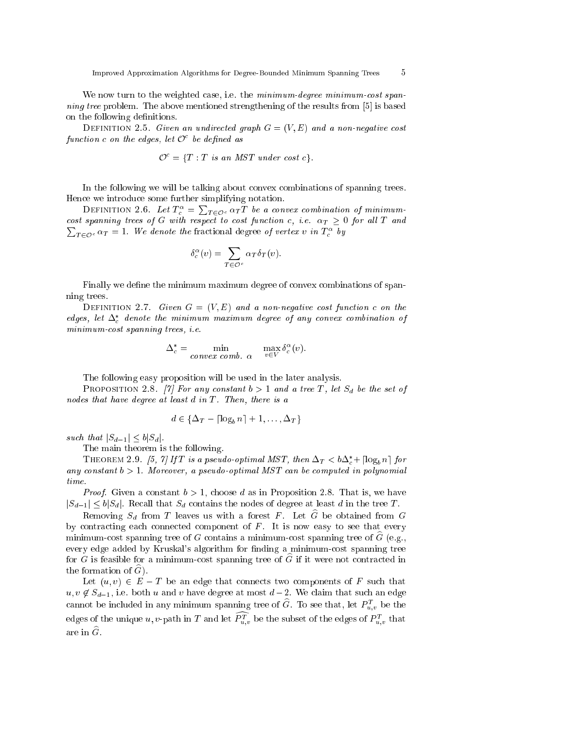We now turn to the weighted case, i.e. the *minimum-degree minimum-cost spanning tree* problem. The above mentioned strengthening of the results from [5] is based on the following definitions.

Definition 2.5. *Given an undirected graph $G = (V, E)$ and a non-negative cost function $c$ on the edges, let $\mathcal{O}^c$ be defined as*

$$\mathcal{O}^c = \{T : T \text{ is an MST under cost } c\}.$$

In the following we will be talking about convex combinations of spanning trees. Hence we introduce some further simplifying notation.

Definition 2.6. *Let $T_c^\alpha = \sum_{T \in \mathcal{O}^c} \alpha_T T$ be a convex combination of minimum-cost spanning trees of $G$ with respect to cost function $c$, i.e. $\alpha_T \geq 0$ for all $T$ and $\sum_{T \in \mathcal{O}^c} \alpha_T = 1$. We denote the* fractional degree *of vertex $v$ in $T_c^\alpha$ by*

$$\delta_c^\alpha(v) = \sum_{T \in \mathcal{O}^c} \alpha_T \delta_T(v).$$

Finally we define the minimum maximum degree of convex combinations of spanning trees.

Definition 2.7. *Given $G = (V, E)$ and a non-negative cost function $c$ on the edges, let $\Delta_c^*$ denote the minimum maximum degree of any convex combination of minimum-cost spanning trees, i.e.*

$$\Delta_c^* = \min_{\text{convex comb. } \alpha} \max_{v \in V} \delta_c^\alpha(v).$$

The following easy proposition will be used in the later analysis.

Proposition 2.8. *[7] For any constant $b > 1$ and a tree $T$, let $S_d$ be the set of nodes that have degree at least $d$ in $T$. Then, there is a*

$$d \in \{\Delta_T - \lceil \log_b n \rceil + 1, \ldots, \Delta_T\}$$

*such that $|S_{d-1}| \leq b|S_d|$.*

The main theorem is the following.

Theorem 2.9. *[5, 7] If $T$ is a pseudo-optimal MST, then $\Delta_T < b\Delta_c^* + \lceil \log_b n \rceil$ for any constant $b > 1$. Moreover, a pseudo-optimal MST can be computed in polynomial time.*

*Proof*. Given a constant $b > 1$, choose $d$ as in Proposition 2.8. That is, we have $|S_{d-1}| \leq b|S_d|$. Recall that $S_d$ contains the nodes of degree at least $d$ in the tree $T$.

Removing $S_d$ from $T$ leaves us with a forest $F$. Let $\widehat{G}$ be obtained from $G$ by contracting each connected component of $F$. It is now easy to see that every minimum-cost spanning tree of $G$ contains a minimum-cost spanning tree of $\widehat{G}$ (e.g., every edge added by Kruskal's algorithm for finding a minimum-cost spanning tree for $G$ is feasible for a minimum-cost spanning tree of $\widehat{G}$ if it were not contracted in the formation of $\widehat{G}$).

Let $(u, v) \in E - T$ be an edge that connects two components of $F$ such that $u, v \notin S_{d-1}$, i.e. both $u$ and $v$ have degree at most $d - 2$. We claim that such an edge cannot be included in any minimum spanning tree of $\widehat{G}$. To see that, let $P_{u,v}^T$ be the edges of the unique $u, v$-path in $T$ and let $\widehat{P_{u,v}^T}$ be the subset of the edges of $P_{u,v}^T$ that are in $\widehat{G}$.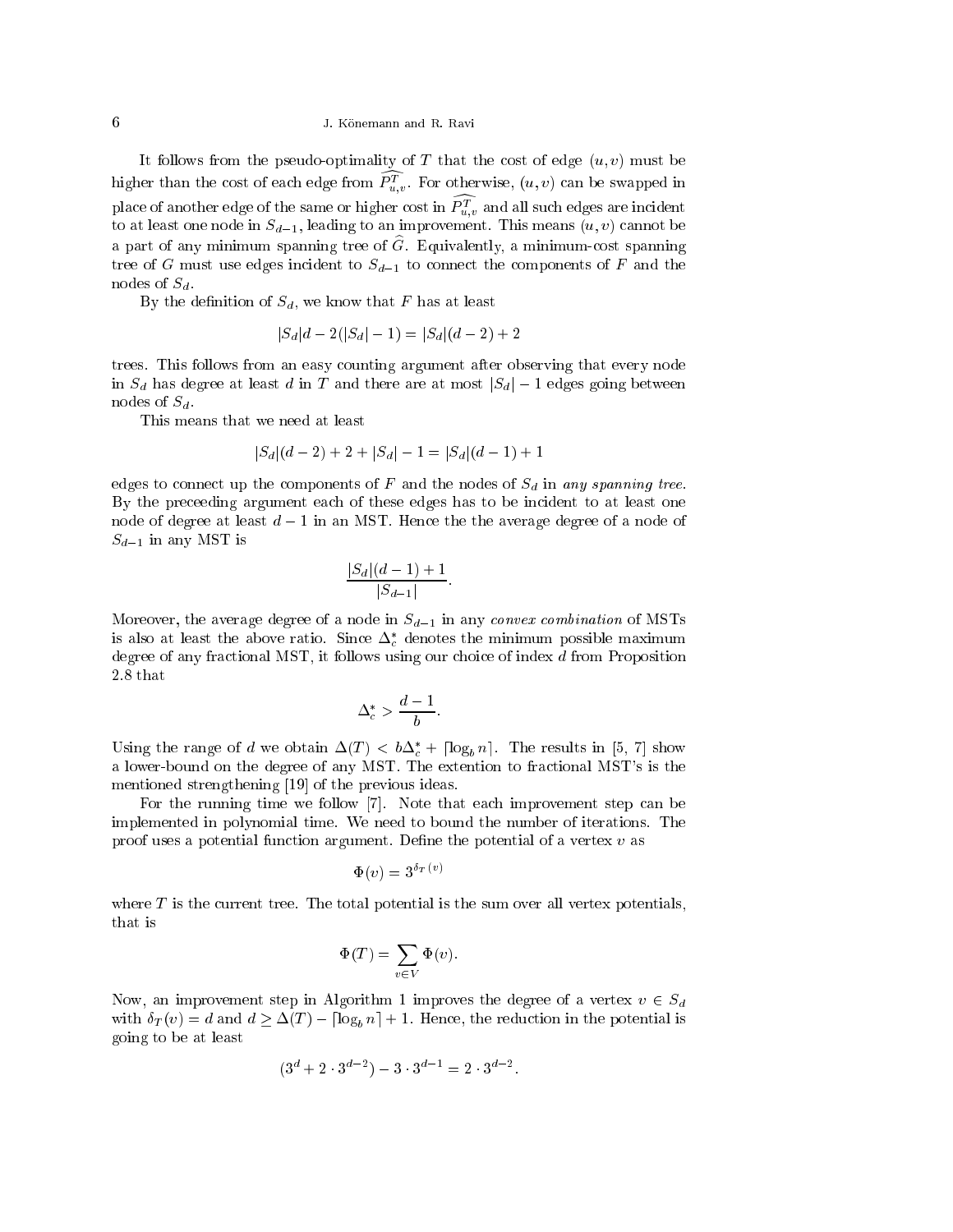It follows from the pseudo-optimality of $T$ that the cost of edge $(u, v)$ must be higher than the cost of each edge from $\widehat{P^T_{u,v}}$. For otherwise, $(u, v)$ can be swapped in place of another edge of the same or higher cost in $\widehat{P^T_{u,v}}$ and all such edges are incident to at least one node in $S_{d-1}$, leading to an improvement. This means $(u, v)$ cannot be a part of any minimum spanning tree of $\widehat{G}$. Equivalently, a minimum-cost spanning tree of $G$ must use edges incident to $S_{d-1}$ to connect the components of $F$ and the nodes of $S_d$.

By the definition of $S_d$, we know that $F$ has at least

$$|S_d|d - 2(|S_d| - 1) = |S_d|(d - 2) + 2$$

trees. This follows from an easy counting argument after observing that every node in $S_d$ has degree at least $d$ in $T$ and there are at most $|S_d| - 1$ edges going between nodes of $S_d$.

This means that we need at least

$$|S_d|(d - 2) + 2 + |S_d| - 1 = |S_d|(d - 1) + 1$$

edges to connect up the components of $F$ and the nodes of $S_d$ in *any spanning tree*. By the preceeding argument each of these edges has to be incident to at least one node of degree at least $d - 1$ in an MST. Hence the the average degree of a node of $S_{d-1}$ in any MST is

$$\frac{|S_d|(d - 1) + 1}{|S_{d-1}|}.$$

Moreover, the average degree of a node in $S_{d-1}$ in any *convex combination* of MSTs is also at least the above ratio. Since $\Delta^*_c$ denotes the minimum possible maximum degree of any fractional MST, it follows using our choice of index $d$ from Proposition 2.8 that

$$\Delta^*_c > \frac{d - 1}{b}.$$

Using the range of $d$ we obtain $\Delta(T) < b\Delta^*_c + \lceil \log_b n \rceil$. The results in [5, 7] show a lower-bound on the degree of any MST. The extention to fractional MST's is the mentioned strengthening [19] of the previous ideas.

For the running time we follow [7]. Note that each improvement step can be implemented in polynomial time. We need to bound the number of iterations. The proof uses a potential function argument. Define the potential of a vertex $v$ as

$$\Phi(v) = 3^{\delta_T(v)}$$

where $T$ is the current tree. The total potential is the sum over all vertex potentials, that is

$$\Phi(T) = \sum_{v \in V} \Phi(v).$$

Now, an improvement step in Algorithm 1 improves the degree of a vertex $v \in S_d$ with $\delta_T(v) = d$ and $d \geq \Delta(T) - \lceil \log_b n \rceil + 1$. Hence, the reduction in the potential is going to be at least

$$(3^d + 2 \cdot 3^{d-2}) - 3 \cdot 3^{d-1} = 2 \cdot 3^{d-2}.$$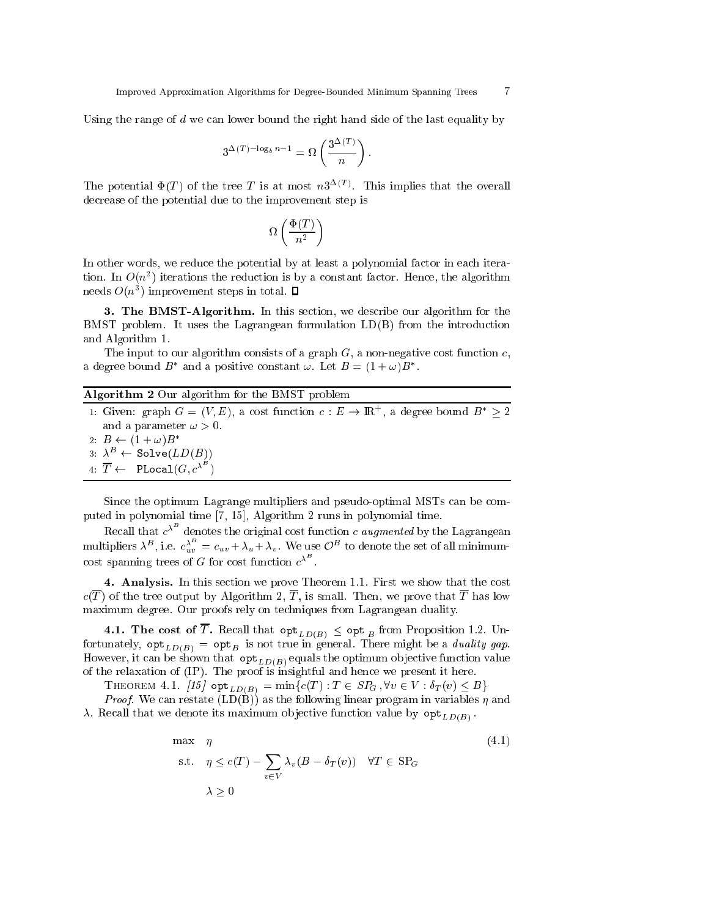Using the range of $d$ we can lower bound the right hand side of the last equality by

$$3^{\Delta(T)-\log_b n-1} = \Omega\left(\frac{3^{\Delta(T)}}{n}\right).$$

The potential $\Phi(T)$ of the tree $T$ is at most $n3^{\Delta(T)}$. This implies that the overall decrease of the potential due to the improvement step is

$$\Omega\left(\frac{\Phi(T)}{n^2}\right)$$

In other words, we reduce the potential by at least a polynomial factor in each iteration. In $O(n^2)$ iterations the reduction is by a constant factor. Hence, the algorithm needs $O(n^3)$ improvement steps in total. ∎

## 3. The BMST-Algorithm.

In this section, we describe our algorithm for the BMST problem. It uses the Lagrangean formulation LD(B) from the introduction and Algorithm 1.

The input to our algorithm consists of a graph $G$, a non-negative cost function $c$, a degree bound $B^*$ and a positive constant $\omega$. Let $B = (1+\omega)B^*$.

**Algorithm 2** Our algorithm for the BMST problem

1: Given: graph $G = (V, E)$, a cost function $c : E \to \mathbb{R}^+$, a degree bound $B^* \geq 2$ and a parameter $\omega > 0$.
2: $B \leftarrow (1+\omega)B^*$
3: $\lambda^B \leftarrow$ `Solve`$(LD(B))$
4: $\overline{T} \leftarrow$ `PLocal`$(G, c^{\lambda^B})$

Since the optimum Lagrange multipliers and pseudo-optimal MSTs can be computed in polynomial time [7, 15], Algorithm 2 runs in polynomial time.

Recall that $c^{\lambda^B}$ denotes the original cost function $c$ *augmented* by the Lagrangean multipliers $\lambda^B$, i.e. $c^{\lambda^B}_{uv} = c_{uv} + \lambda_u + \lambda_v$. We use $\mathcal{O}^B$ to denote the set of all minimum-cost spanning trees of $G$ for cost function $c^{\lambda^B}$.

## 4. Analysis.

In this section we prove Theorem 1.1. First we show that the cost $c(\overline{T})$ of the tree output by Algorithm 2, $\overline{T}$, is small. Then, we prove that $\overline{T}$ has low maximum degree. Our proofs rely on techniques from Lagrangean duality.

### 4.1. The cost of $\overline{T}$.

Recall that $\mathtt{opt}_{LD(B)} \leq \mathtt{opt}_B$ from Proposition 1.2. Unfortunately, $\mathtt{opt}_{LD(B)} = \mathtt{opt}_B$ is not true in general. There might be a *duality gap*. However, it can be shown that $\mathtt{opt}_{LD(B)}$ equals the optimum objective function value of the relaxation of (IP). The proof is insightful and hence we present it here.

THEOREM 4.1. *[15]* $\mathtt{opt}_{LD(B)} = \min\{c(T) : T \in SP_G, \forall v \in V : \delta_T(v) \leq B\}$

*Proof*. We can restate (LD(B)) as the following linear program in variables $\eta$ and $\lambda$. Recall that we denote its maximum objective function value by $\mathtt{opt}_{LD(B)}$.

$$\begin{aligned} \max \quad & \eta \\ \text{s.t.} \quad & \eta \leq c(T) - \sum_{v \in V} \lambda_v (B - \delta_T(v)) \quad \forall T \in \mathrm{SP}_G \\ & \lambda \geq 0 \end{aligned} \tag{4.1}$$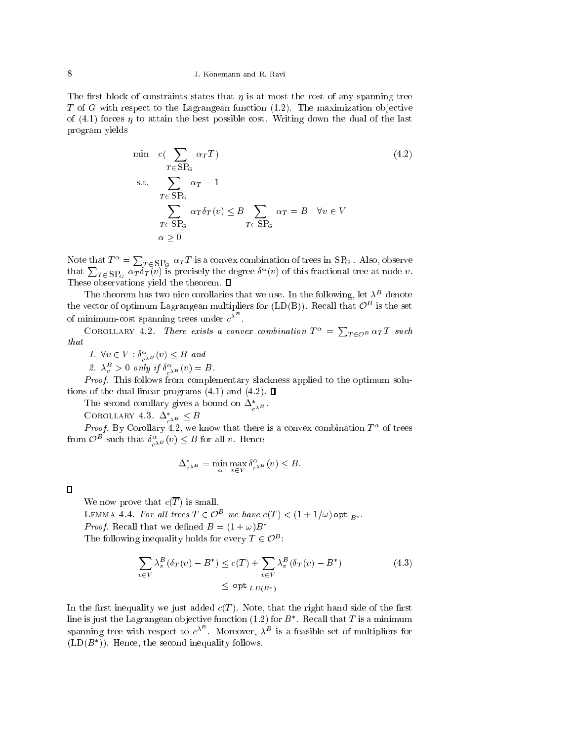The first block of constraints states that $\eta$ is at most the cost of any spanning tree $T$ of $G$ with respect to the Lagrangean function (1.2). The maximization objective of (4.1) forces $\eta$ to attain the best possible cost. Writing down the dual of the last program yields

$$
\begin{aligned}
\min \quad & c\Big(\sum_{T \in \mathrm{SP}_G} \alpha_T T\Big) && (4.2)\\
\text{s.t.} \quad & \sum_{T \in \mathrm{SP}_G} \alpha_T = 1 \\
& \sum_{T \in \mathrm{SP}_G} \alpha_T \delta_T(v) \le B \sum_{T \in \mathrm{SP}_G} \alpha_T = B \quad \forall v \in V \\
& \alpha \ge 0
\end{aligned}
$$

Note that $T^\alpha = \sum_{T \in \mathrm{SP}_G} \alpha_T T$ is a convex combination of trees in $\mathrm{SP}_G$. Also, observe that $\sum_{T \in \mathrm{SP}_G} \alpha_T \delta_T(v)$ is precisely the degree $\delta^\alpha(v)$ of this fractional tree at node $v$. These observations yield the theorem. ☐

The theorem has two nice corollaries that we use. In the following, let $\lambda^B$ denote the vector of optimum Lagrangean multipliers for (LD(B)). Recall that $\mathcal{O}^B$ is the set of minimum-cost spanning trees under $c^{\lambda^B}$.

COROLLARY 4.2. *There exists a convex combination $T^\alpha = \sum_{T \in \mathcal{O}^B} \alpha_T T$ such that*

1. $\forall v \in V : \delta^\alpha_{c^{\lambda^B}}(v) \le B$ *and*
2. $\lambda^B_v > 0$ *only if* $\delta^\alpha_{c^{\lambda^B}}(v) = B$.

*Proof*. This follows from complementary slackness applied to the optimum solutions of the dual linear programs (4.1) and (4.2). ☐

The second corollary gives a bound on $\Delta^*_{c^{\lambda^B}}$.

COROLLARY 4.3. $\Delta^*_{c^{\lambda^B}} \le B$

*Proof*. By Corollary 4.2, we know that there is a convex combination $T^\alpha$ of trees from $\mathcal{O}^B$ such that $\delta^\alpha_{c^{\lambda^B}}(v) \le B$ for all $v$. Hence

$$\Delta^*_{c^{\lambda^B}} = \min_\alpha \max_{v \in V} \delta^\alpha_{c^{\lambda^B}}(v) \le B.$$

☐

We now prove that $c(\overline{T})$ is small.

LEMMA 4.4. *For all trees $T \in \mathcal{O}^B$ we have $c(T) < (1 + 1/\omega)\,\mathtt{opt}_{B^*}$.*

*Proof*. Recall that we defined $B = (1+\omega)B^*$

The following inequality holds for every $T \in \mathcal{O}^B$:

$$
\begin{aligned}
\sum_{v \in V} \lambda^B_v (\delta_T(v) - B^*) &\le c(T) + \sum_{v \in V} \lambda^B_v (\delta_T(v) - B^*) && (4.3)\\
&\le \mathtt{opt}_{LD(B^*)}
\end{aligned}
$$

In the first inequality we just added $c(T)$. Note, that the right hand side of the first line is just the Lagrangean objective function (1.2) for $B^*$. Recall that $T$ is a minimum spanning tree with respect to $c^{\lambda^B}$. Moreover, $\lambda^B$ is a feasible set of multipliers for (LD($B^*$)). Hence, the second inequality follows.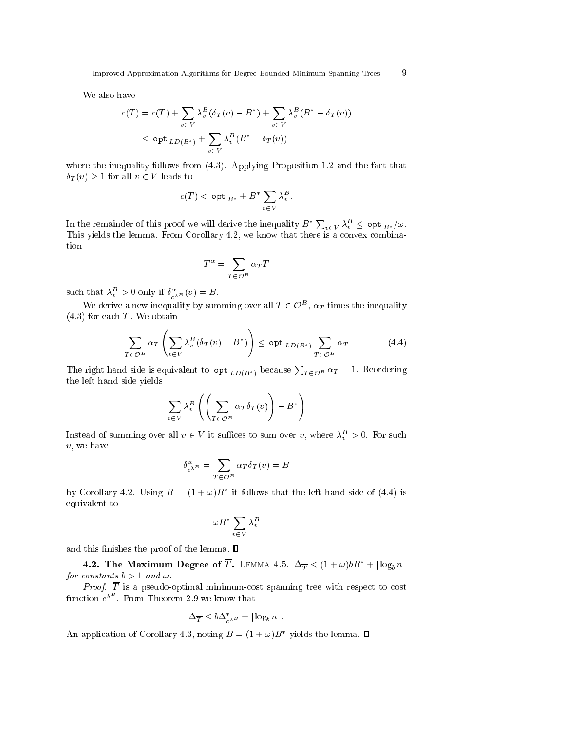We also have

$$c(T) = c(T) + \sum_{v \in V} \lambda_v^B (\delta_T(v) - B^*) + \sum_{v \in V} \lambda_v^B (B^* - \delta_T(v))$$
$$\leq \texttt{opt}_{LD(B^*)} + \sum_{v \in V} \lambda_v^B (B^* - \delta_T(v))$$

where the inequality follows from (4.3). Applying Proposition 1.2 and the fact that $\delta_T(v) \geq 1$ for all $v \in V$ leads to

$$c(T) < \texttt{opt}_{B^*} + B^* \sum_{v \in V} \lambda_v^B.$$

In the remainder of this proof we will derive the inequality $B^* \sum_{v \in V} \lambda_v^B \leq \texttt{opt}_{B^*}/\omega$. This yields the lemma. From Corollary 4.2, we know that there is a convex combination

$$T^\alpha = \sum_{T \in \mathcal{O}^B} \alpha_T T$$

such that $\lambda_v^B > 0$ only if $\delta^\alpha_{c^{\lambda^B}}(v) = B$.

We derive a new inequality by summing over all $T \in \mathcal{O}^B$, $\alpha_T$ times the inequality (4.3) for each $T$. We obtain

$$\sum_{T \in \mathcal{O}^B} \alpha_T \left( \sum_{v \in V} \lambda_v^B (\delta_T(v) - B^*) \right) \leq \texttt{opt}_{LD(B^*)} \sum_{T \in \mathcal{O}^B} \alpha_T \tag{4.4}$$

The right hand side is equivalent to $\texttt{opt}_{LD(B^*)}$ because $\sum_{T \in \mathcal{O}^B} \alpha_T = 1$. Reordering the left hand side yields

$$\sum_{v \in V} \lambda_v^B \left( \left( \sum_{T \in \mathcal{O}^B} \alpha_T \delta_T(v) \right) - B^* \right)$$

Instead of summing over all $v \in V$ it suffices to sum over $v$, where $\lambda_v^B > 0$. For such $v$, we have

$$\delta^\alpha_{c^{\lambda^B}} = \sum_{T \in \mathcal{O}^B} \alpha_T \delta_T(v) = B$$

by Corollary 4.2. Using $B = (1 + \omega)B^*$ it follows that the left hand side of (4.4) is equivalent to

$$\omega B^* \sum_{v \in V} \lambda_v^B$$

and this finishes the proof of the lemma. ∎

**4.2. The Maximum Degree of $\overline{T}$.** LEMMA 4.5. *$\Delta_{\overline{T}} \leq (1 + \omega) b B^* + \lceil \log_b n \rceil$ for constants $b > 1$ and $\omega$.*

*Proof.* $\overline{T}$ is a pseudo-optimal minimum-cost spanning tree with respect to cost function $c^{\lambda^B}$. From Theorem 2.9 we know that

$$\Delta_{\overline{T}} \leq b \Delta^*_{c^{\lambda^B}} + \lceil \log_b n \rceil.$$

An application of Corollary 4.3, noting $B = (1 + \omega)B^*$ yields the lemma. ∎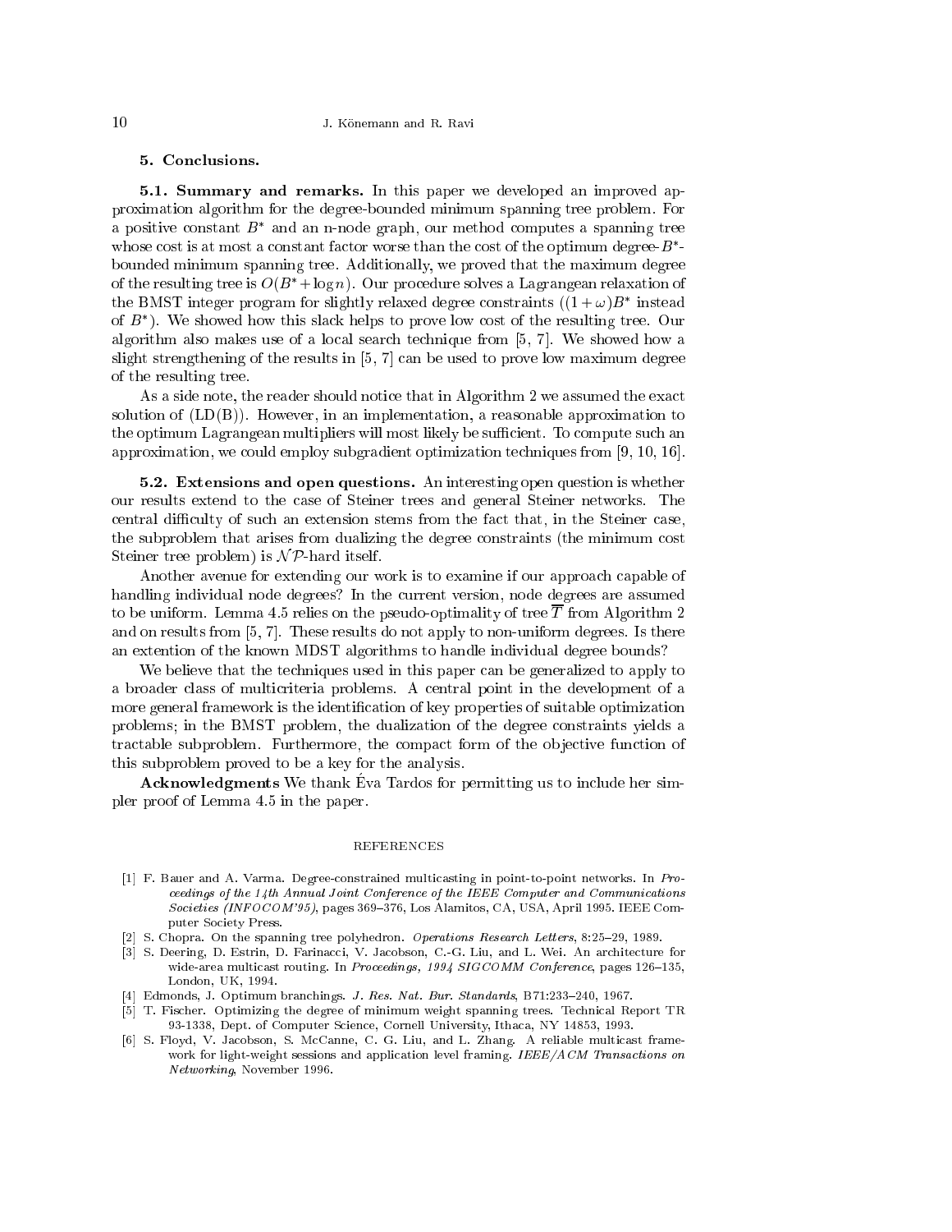## 5. Conclusions.

**5.1. Summary and remarks.** In this paper we developed an improved approximation algorithm for the degree-bounded minimum spanning tree problem. For a positive constant $B^*$ and an n-node graph, our method computes a spanning tree whose cost is at most a constant factor worse than the cost of the optimum degree-$B^*$-bounded minimum spanning tree. Additionally, we proved that the maximum degree of the resulting tree is $O(B^* + \log n)$. Our procedure solves a Lagrangean relaxation of the BMST integer program for slightly relaxed degree constraints ($(1+\omega)B^*$ instead of $B^*$). We showed how this slack helps to prove low cost of the resulting tree. Our algorithm also makes use of a local search technique from [5, 7]. We showed how a slight strengthening of the results in [5, 7] can be used to prove low maximum degree of the resulting tree.

As a side note, the reader should notice that in Algorithm 2 we assumed the exact solution of (LD(B)). However, in an implementation, a reasonable approximation to the optimum Lagrangean multipliers will most likely be sufficient. To compute such an approximation, we could employ subgradient optimization techniques from [9, 10, 16].

**5.2. Extensions and open questions.** An interesting open question is whether our results extend to the case of Steiner trees and general Steiner networks. The central difficulty of such an extension stems from the fact that, in the Steiner case, the subproblem that arises from dualizing the degree constraints (the minimum cost Steiner tree problem) is $\mathcal{NP}$-hard itself.

Another avenue for extending our work is to examine if our approach capable of handling individual node degrees? In the current version, node degrees are assumed to be uniform. Lemma 4.5 relies on the pseudo-optimality of tree $\overline{T}$ from Algorithm 2 and on results from [5, 7]. These results do not apply to non-uniform degrees. Is there an extention of the known MDST algorithms to handle individual degree bounds?

We believe that the techniques used in this paper can be generalized to apply to a broader class of multicriteria problems. A central point in the development of a more general framework is the identification of key properties of suitable optimization problems; in the BMST problem, the dualization of the degree constraints yields a tractable subproblem. Furthermore, the compact form of the objective function of this subproblem proved to be a key for the analysis.

**Acknowledgments** We thank Éva Tardos for permitting us to include her simpler proof of Lemma 4.5 in the paper.

## REFERENCES

[1] F. Bauer and A. Varma. Degree-constrained multicasting in point-to-point networks. In *Proceedings of the 14th Annual Joint Conference of the IEEE Computer and Communications Societies (INFOCOM'95)*, pages 369–376, Los Alamitos, CA, USA, April 1995. IEEE Computer Society Press.

[2] S. Chopra. On the spanning tree polyhedron. *Operations Research Letters*, 8:25–29, 1989.

[3] S. Deering, D. Estrin, D. Farinacci, V. Jacobson, C.-G. Liu, and L. Wei. An architecture for wide-area multicast routing. In *Proceedings, 1994 SIGCOMM Conference*, pages 126–135, London, UK, 1994.

[4] Edmonds, J. Optimum branchings. *J. Res. Nat. Bur. Standards*, B71:233–240, 1967.

[5] T. Fischer. Optimizing the degree of minimum weight spanning trees. Technical Report TR 93-1338, Dept. of Computer Science, Cornell University, Ithaca, NY 14853, 1993.

[6] S. Floyd, V. Jacobson, S. McCanne, C. G. Liu, and L. Zhang. A reliable multicast framework for light-weight sessions and application level framing. *IEEE/ACM Transactions on Networking*, November 1996.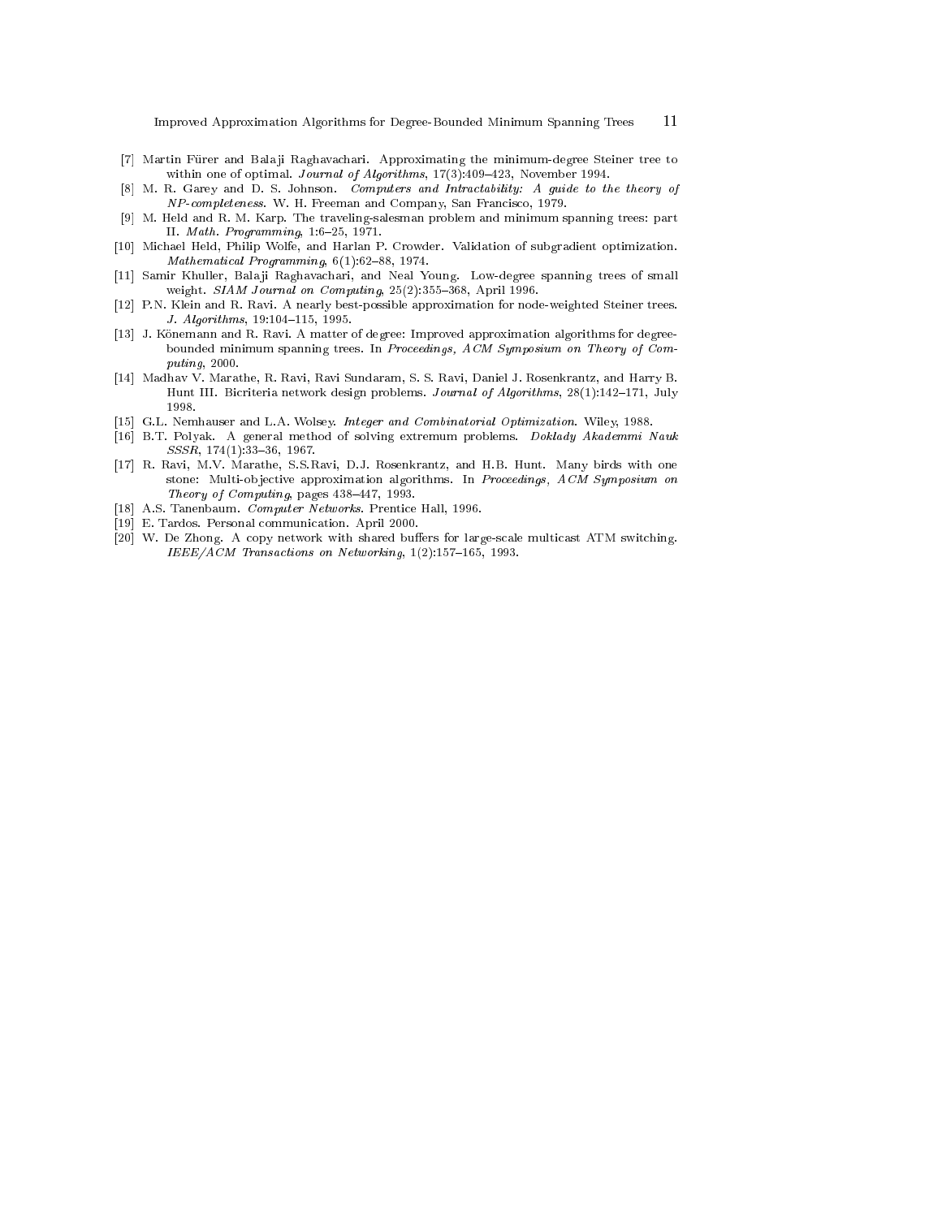[7] Martin Fürer and Balaji Raghavachari. Approximating the minimum-degree Steiner tree to within one of optimal. *Journal of Algorithms*, 17(3):409–423, November 1994.

[8] M. R. Garey and D. S. Johnson. *Computers and Intractability: A guide to the theory of NP-completeness*. W. H. Freeman and Company, San Francisco, 1979.

[9] M. Held and R. M. Karp. The traveling-salesman problem and minimum spanning trees: part II. *Math. Programming*, 1:6–25, 1971.

[10] Michael Held, Philip Wolfe, and Harlan P. Crowder. Validation of subgradient optimization. *Mathematical Programming*, 6(1):62–88, 1974.

[11] Samir Khuller, Balaji Raghavachari, and Neal Young. Low-degree spanning trees of small weight. *SIAM Journal on Computing*, 25(2):355–368, April 1996.

[12] P.N. Klein and R. Ravi. A nearly best-possible approximation for node-weighted Steiner trees. *J. Algorithms*, 19:104–115, 1995.

[13] J. Könemann and R. Ravi. A matter of degree: Improved approximation algorithms for degree-bounded minimum spanning trees. In *Proceedings, ACM Symposium on Theory of Computing*, 2000.

[14] Madhav V. Marathe, R. Ravi, Ravi Sundaram, S. S. Ravi, Daniel J. Rosenkrantz, and Harry B. Hunt III. Bicriteria network design problems. *Journal of Algorithms*, 28(1):142–171, July 1998.

[15] G.L. Nemhauser and L.A. Wolsey. *Integer and Combinatorial Optimization*. Wiley, 1988.

[16] B.T. Polyak. A general method of solving extremum problems. *Doklady Akademmi Nauk SSSR*, 174(1):33–36, 1967.

[17] R. Ravi, M.V. Marathe, S.S.Ravi, D.J. Rosenkrantz, and H.B. Hunt. Many birds with one stone: Multi-objective approximation algorithms. In *Proceedings, ACM Symposium on Theory of Computing*, pages 438–447, 1993.

[18] A.S. Tanenbaum. *Computer Networks*. Prentice Hall, 1996.

[19] E. Tardos. Personal communication. April 2000.

[20] W. De Zhong. A copy network with shared buffers for large-scale multicast ATM switching. *IEEE/ACM Transactions on Networking*, 1(2):157–165, 1993.